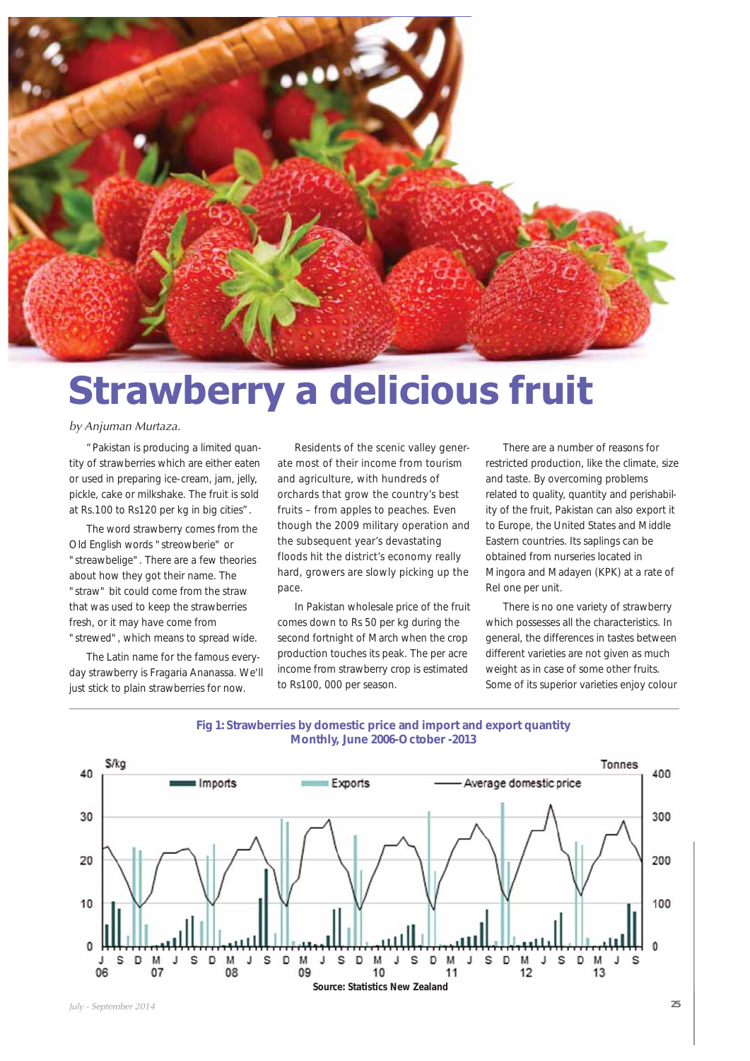# Strawberry a delicious fruit

*by Anjuman Murtaza.*

"Pakistan is producing a limited quantity of strawberries which are either eaten or used in preparing ice-cream, jam, jelly, pickle, cake or milkshake. The fruit is sold at Rs.100 to Rs120 per kg in big cities".

The word strawberry comes from the Old English words "streowberie" or "streawbelige". There are a few theories about how they got their name. The "straw" bit could come from the straw that was used to keep the strawberries fresh, or it may have come from "strewed", which means to spread wide.

The Latin name for the famous everyday strawberry is Fragaria Ananassa. We'll just stick to plain strawberries for now.

Residents of the scenic valley generate most of their income from tourism and agriculture, with hundreds of orchards that grow the country's best fruits – from apples to peaches. Even though the 2009 military operation and the subsequent year's devastating floods hit the district's economy really hard, growers are slowly picking up the pace.

In Pakistan wholesale price of the fruit comes down to Rs 50 per kg during the second fortnight of March when the crop production touches its peak. The per acre income from strawberry crop is estimated to Rs100, 000 per season.

There are a number of reasons for restricted production, like the climate, size and taste. By overcoming problems related to quality, quantity and perishability of the fruit, Pakistan can also export it to Europe, the United States and Middle Eastern countries. Its saplings can be obtained from nurseries located in Mingora and Madayen (KPK) at a rate of Rel one per unit.

There is no one variety of strawberry which possesses all the characteristics. In general, the differences in tastes between different varieties are not given as much weight as in case of some other fruits. Some of its superior varieties enjoy colour

**Fig 1: Strawberries by domestic price and import and export quantity Monthly, June 2006-October -2013**

Source: Statistics New Zealand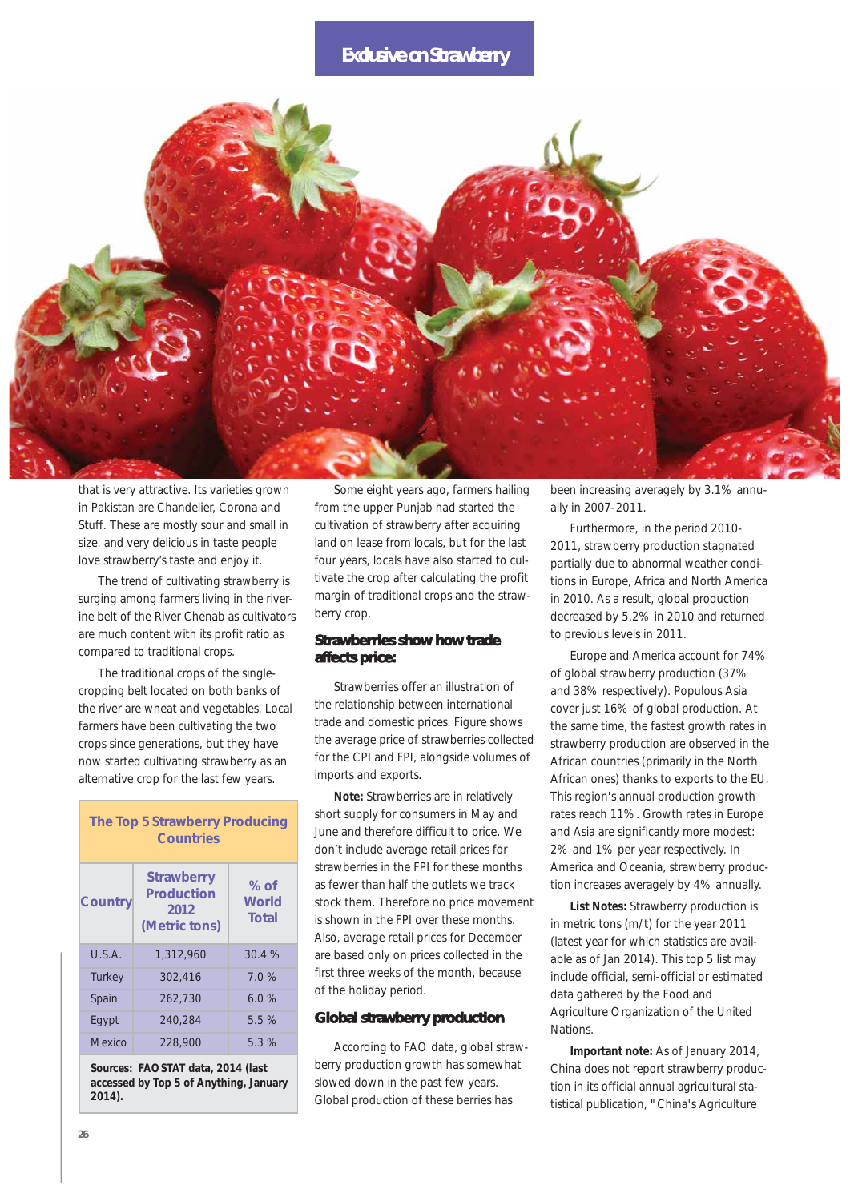## Exclusive on Strawberry

that is very attractive. Its varieties grown in Pakistan are Chandelier, Corona and Stuff. These are mostly sour and small in size. and very delicious in taste people love strawberry's taste and enjoy it.

The trend of cultivating strawberry is surging among farmers living in the riverine belt of the River Chenab as cultivators are much content with its profit ratio as compared to traditional crops.

The traditional crops of the single-cropping belt located on both banks of the river are wheat and vegetables. Local farmers have been cultivating the two crops since generations, but they have now started cultivating strawberry as an alternative crop for the last few years.

| The Top 5 Strawberry Producing Countries | | |
|---|---|---|
| **Country** | **Strawberry Production 2012 (Metric tons)** | **% of World Total** |
| U.S.A. | 1,312,960 | 30.4 % |
| Turkey | 302,416 | 7.0 % |
| Spain | 262,730 | 6.0 % |
| Egypt | 240,284 | 5.5 % |
| Mexico | 228,900 | 5.3 % |

**Sources: FAOSTAT data, 2014 (last accessed by Top 5 of Anything, January 2014).**

Some eight years ago, farmers hailing from the upper Punjab had started the cultivation of strawberry after acquiring land on lease from locals, but for the last four years, locals have also started to cultivate the crop after calculating the profit margin of traditional crops and the strawberry crop.

### Strawberries show how trade affects price:

Strawberries offer an illustration of the relationship between international trade and domestic prices. Figure shows the average price of strawberries collected for the CPI and FPI, alongside volumes of imports and exports.

**Note:** Strawberries are in relatively short supply for consumers in May and June and therefore difficult to price. We don't include average retail prices for strawberries in the FPI for these months as fewer than half the outlets we track stock them. Therefore no price movement is shown in the FPI over these months. Also, average retail prices for December are based only on prices collected in the first three weeks of the month, because of the holiday period.

### Global strawberry production

According to FAO data, global strawberry production growth has somewhat slowed down in the past few years. Global production of these berries has been increasing averagely by 3.1% annually in 2007-2011.

Furthermore, in the period 2010-2011, strawberry production stagnated partially due to abnormal weather conditions in Europe, Africa and North America in 2010. As a result, global production decreased by 5.2% in 2010 and returned to previous levels in 2011.

Europe and America account for 74% of global strawberry production (37% and 38% respectively). Populous Asia cover just 16% of global production. At the same time, the fastest growth rates in strawberry production are observed in the African countries (primarily in the North African ones) thanks to exports to the EU. This region's annual production growth rates reach 11%. Growth rates in Europe and Asia are significantly more modest: 2% and 1% per year respectively. In America and Oceania, strawberry production increases averagely by 4% annually.

**List Notes:** Strawberry production is in metric tons (m/t) for the year 2011 (latest year for which statistics are available as of Jan 2014). This top 5 list may include official, semi-official or estimated data gathered by the Food and Agriculture Organization of the United Nations.

**Important note:** As of January 2014, China does not report strawberry production in its official annual agricultural statistical publication, "China's Agriculture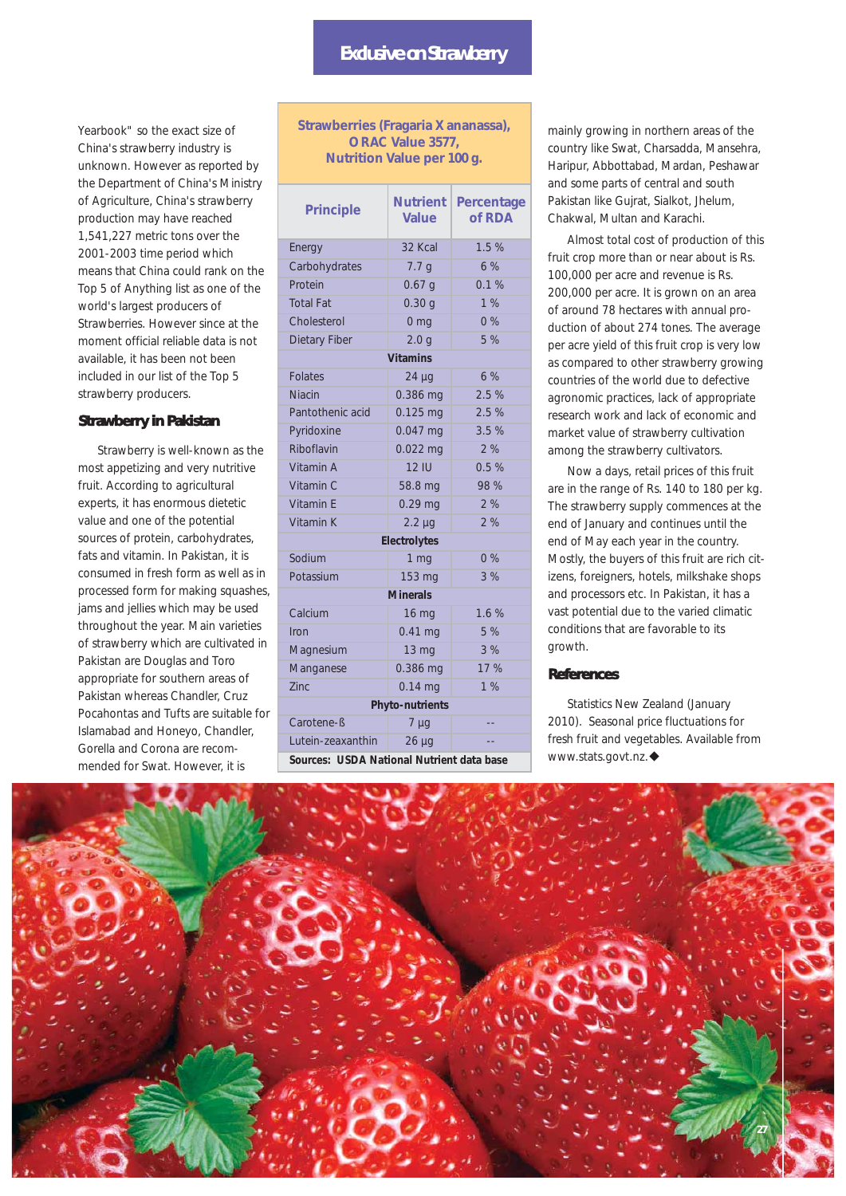Yearbook" so the exact size of China's strawberry industry is unknown. However as reported by the Department of China's Ministry of Agriculture, China's strawberry production may have reached 1,541,227 metric tons over the 2001-2003 time period which means that China could rank on the Top 5 of Anything list as one of the world's largest producers of Strawberries. However since at the moment official reliable data is not available, it has been not been included in our list of the Top 5 strawberry producers.

## Strawberry in Pakistan

Strawberry is well-known as the most appetizing and very nutritive fruit. According to agricultural experts, it has enormous dietetic value and one of the potential sources of protein, carbohydrates, fats and vitamin. In Pakistan, it is consumed in fresh form as well as in processed form for making squashes, jams and jellies which may be used throughout the year. Main varieties of strawberry which are cultivated in Pakistan are Douglas and Toro appropriate for southern areas of Pakistan whereas Chandler, Cruz Pocahontas and Tufts are suitable for Islamabad and Honeyo, Chandler, Gorella and Corona are recommended for Swat. However, it is mainly growing in northern areas of the country like Swat, Charsadda, Mansehra, Haripur, Abbottabad, Mardan, Peshawar and some parts of central and south Pakistan like Gujrat, Sialkot, Jhelum, Chakwal, Multan and Karachi.

Almost total cost of production of this fruit crop more than or near about is Rs. 100,000 per acre and revenue is Rs. 200,000 per acre. It is grown on an area of around 78 hectares with annual production of about 274 tones. The average per acre yield of this fruit crop is very low as compared to other strawberry growing countries of the world due to defective agronomic practices, lack of appropriate research work and lack of economic and market value of strawberry cultivation among the strawberry cultivators.

Now a days, retail prices of this fruit are in the range of Rs. 140 to 180 per kg. The strawberry supply commences at the end of January and continues until the end of May each year in the country. Mostly, the buyers of this fruit are rich citizens, foreigners, hotels, milkshake shops and processors etc. In Pakistan, it has a vast potential due to the varied climatic conditions that are favorable to its growth.

**Strawberries (Fragaria X ananassa), ORAC Value 3577, Nutrition Value per 100 g.**

| Principle | Nutrient Value | Percentage of RDA |
|---|---|---|
| Energy | 32 Kcal | 1.5 % |
| Carbohydrates | 7.7 g | 6 % |
| Protein | 0.67 g | 0.1 % |
| Total Fat | 0.30 g | 1 % |
| Cholesterol | 0 mg | 0 % |
| Dietary Fiber | 2.0 g | 5 % |
| **Vitamins** | | |
| Folates | 24 µg | 6 % |
| Niacin | 0.386 mg | 2.5 % |
| Pantothenic acid | 0.125 mg | 2.5 % |
| Pyridoxine | 0.047 mg | 3.5 % |
| Riboflavin | 0.022 mg | 2 % |
| Vitamin A | 12 IU | 0.5 % |
| Vitamin C | 58.8 mg | 98 % |
| Vitamin E | 0.29 mg | 2 % |
| Vitamin K | 2.2 µg | 2 % |
| **Electrolytes** | | |
| Sodium | 1 mg | 0 % |
| Potassium | 153 mg | 3 % |
| **Minerals** | | |
| Calcium | 16 mg | 1.6 % |
| Iron | 0.41 mg | 5 % |
| Magnesium | 13 mg | 3 % |
| Manganese | 0.386 mg | 17 % |
| Zinc | 0.14 mg | 1 % |
| **Phyto-nutrients** | | |
| Carotene-ß | 7 µg | -- |
| Lutein-zeaxanthin | 26 µg | -- |

**Sources: USDA National Nutrient data base**

## References

Statistics New Zealand (January 2010). Seasonal price fluctuations for fresh fruit and vegetables. Available from www.stats.govt.nz.◆